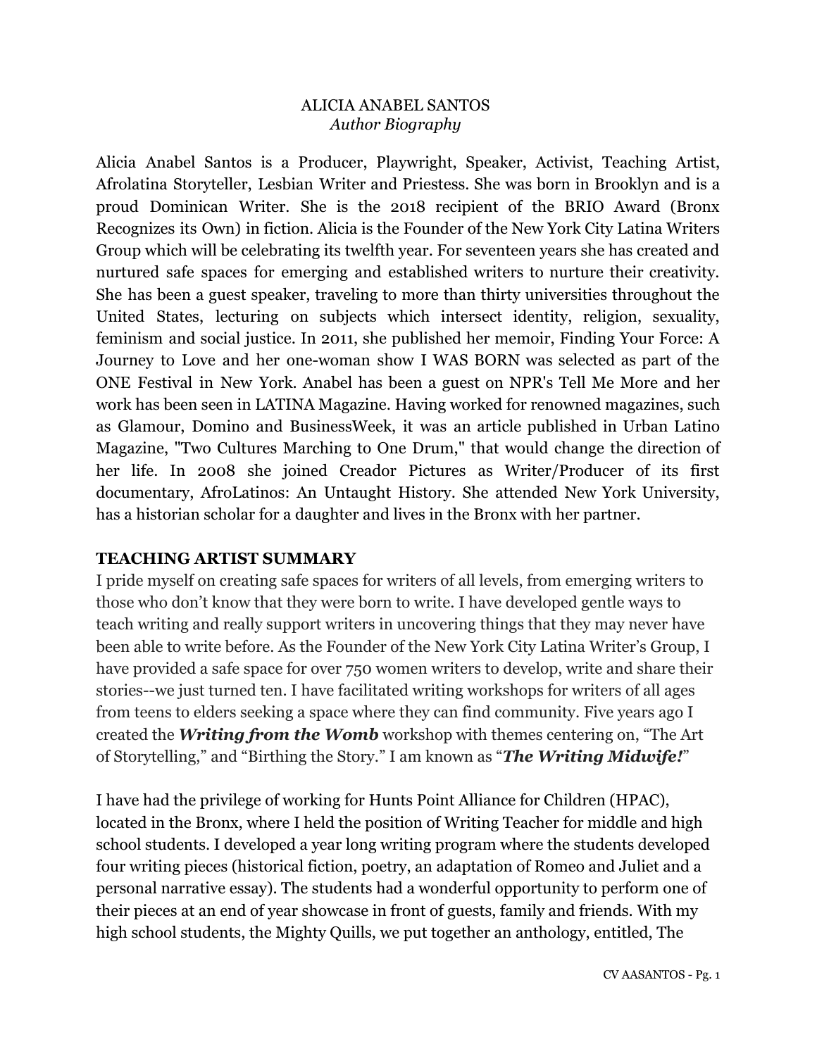ALICIA ANABEL SANTOS
*Author Biography*

Alicia Anabel Santos is a Producer, Playwright, Speaker, Activist, Teaching Artist, Afrolatina Storyteller, Lesbian Writer and Priestess. She was born in Brooklyn and is a proud Dominican Writer. She is the 2018 recipient of the BRIO Award (Bronx Recognizes its Own) in fiction. Alicia is the Founder of the New York City Latina Writers Group which will be celebrating its twelfth year. For seventeen years she has created and nurtured safe spaces for emerging and established writers to nurture their creativity. She has been a guest speaker, traveling to more than thirty universities throughout the United States, lecturing on subjects which intersect identity, religion, sexuality, feminism and social justice. In 2011, she published her memoir, Finding Your Force: A Journey to Love and her one-woman show I WAS BORN was selected as part of the ONE Festival in New York. Anabel has been a guest on NPR's Tell Me More and her work has been seen in LATINA Magazine. Having worked for renowned magazines, such as Glamour, Domino and BusinessWeek, it was an article published in Urban Latino Magazine, "Two Cultures Marching to One Drum," that would change the direction of her life. In 2008 she joined Creador Pictures as Writer/Producer of its first documentary, AfroLatinos: An Untaught History. She attended New York University, has a historian scholar for a daughter and lives in the Bronx with her partner.

**TEACHING ARTIST SUMMARY**

I pride myself on creating safe spaces for writers of all levels, from emerging writers to those who don't know that they were born to write. I have developed gentle ways to teach writing and really support writers in uncovering things that they may never have been able to write before. As the Founder of the New York City Latina Writer's Group, I have provided a safe space for over 750 women writers to develop, write and share their stories--we just turned ten. I have facilitated writing workshops for writers of all ages from teens to elders seeking a space where they can find community. Five years ago I created the ***Writing from the Womb*** workshop with themes centering on, "The Art of Storytelling," and "Birthing the Story." I am known as "***The Writing Midwife!***"

I have had the privilege of working for Hunts Point Alliance for Children (HPAC), located in the Bronx, where I held the position of Writing Teacher for middle and high school students. I developed a year long writing program where the students developed four writing pieces (historical fiction, poetry, an adaptation of Romeo and Juliet and a personal narrative essay). The students had a wonderful opportunity to perform one of their pieces at an end of year showcase in front of guests, family and friends. With my high school students, the Mighty Quills, we put together an anthology, entitled, The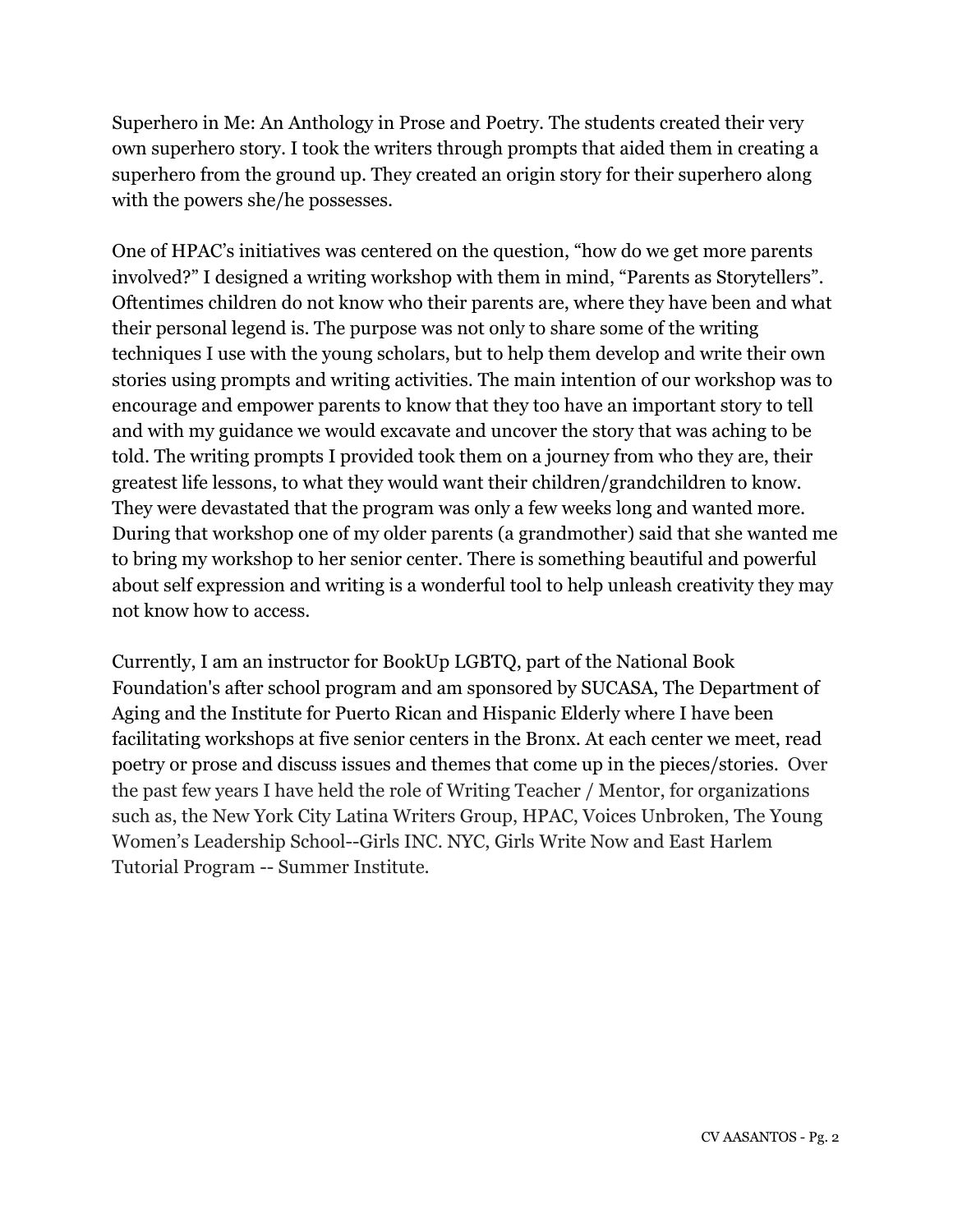Superhero in Me: An Anthology in Prose and Poetry. The students created their very own superhero story. I took the writers through prompts that aided them in creating a superhero from the ground up. They created an origin story for their superhero along with the powers she/he possesses.

One of HPAC's initiatives was centered on the question, "how do we get more parents involved?" I designed a writing workshop with them in mind, "Parents as Storytellers". Oftentimes children do not know who their parents are, where they have been and what their personal legend is. The purpose was not only to share some of the writing techniques I use with the young scholars, but to help them develop and write their own stories using prompts and writing activities. The main intention of our workshop was to encourage and empower parents to know that they too have an important story to tell and with my guidance we would excavate and uncover the story that was aching to be told. The writing prompts I provided took them on a journey from who they are, their greatest life lessons, to what they would want their children/grandchildren to know. They were devastated that the program was only a few weeks long and wanted more. During that workshop one of my older parents (a grandmother) said that she wanted me to bring my workshop to her senior center. There is something beautiful and powerful about self expression and writing is a wonderful tool to help unleash creativity they may not know how to access.

Currently, I am an instructor for BookUp LGBTQ, part of the National Book Foundation's after school program and am sponsored by SUCASA, The Department of Aging and the Institute for Puerto Rican and Hispanic Elderly where I have been facilitating workshops at five senior centers in the Bronx. At each center we meet, read poetry or prose and discuss issues and themes that come up in the pieces/stories. Over the past few years I have held the role of Writing Teacher / Mentor, for organizations such as, the New York City Latina Writers Group, HPAC, Voices Unbroken, The Young Women's Leadership School--Girls INC. NYC, Girls Write Now and East Harlem Tutorial Program -- Summer Institute.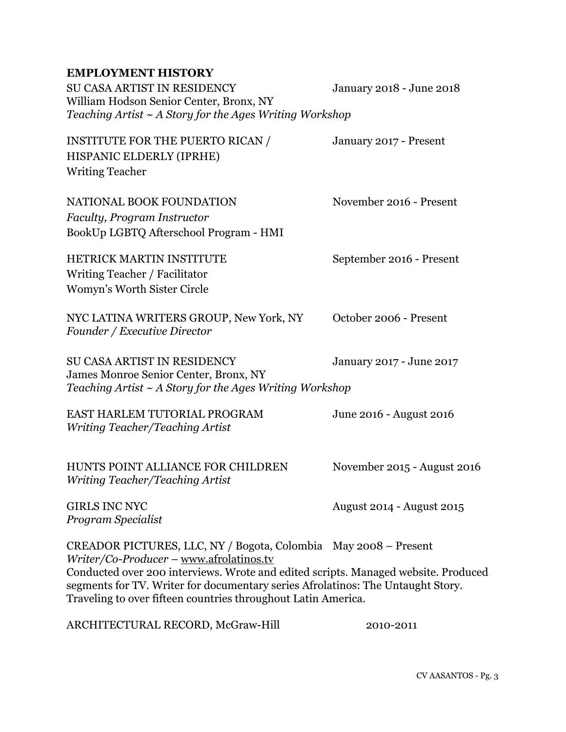## EMPLOYMENT HISTORY

SU CASA ARTIST IN RESIDENCY — January 2018 - June 2018
William Hodson Senior Center, Bronx, NY
*Teaching Artist ~ A Story for the Ages Writing Workshop*

INSTITUTE FOR THE PUERTO RICAN / HISPANIC ELDERLY (IPRHE) — January 2017 - Present
Writing Teacher

NATIONAL BOOK FOUNDATION — November 2016 - Present
*Faculty, Program Instructor*
BookUp LGBTQ Afterschool Program - HMI

HETRICK MARTIN INSTITUTE — September 2016 - Present
Writing Teacher / Facilitator
Womyn's Worth Sister Circle

NYC LATINA WRITERS GROUP, New York, NY — October 2006 - Present
*Founder / Executive Director*

SU CASA ARTIST IN RESIDENCY — January 2017 - June 2017
James Monroe Senior Center, Bronx, NY
*Teaching Artist ~ A Story for the Ages Writing Workshop*

EAST HARLEM TUTORIAL PROGRAM — June 2016 - August 2016
*Writing Teacher/Teaching Artist*

HUNTS POINT ALLIANCE FOR CHILDREN — November 2015 - August 2016
*Writing Teacher/Teaching Artist*

GIRLS INC NYC — August 2014 - August 2015
*Program Specialist*

CREADOR PICTURES, LLC, NY / Bogota, Colombia — May 2008 – Present
*Writer/Co-Producer* – www.afrolatinos.tv
Conducted over 200 interviews. Wrote and edited scripts. Managed website. Produced segments for TV. Writer for documentary series Afrolatinos: The Untaught Story. Traveling to over fifteen countries throughout Latin America.

ARCHITECTURAL RECORD, McGraw-Hill — 2010-2011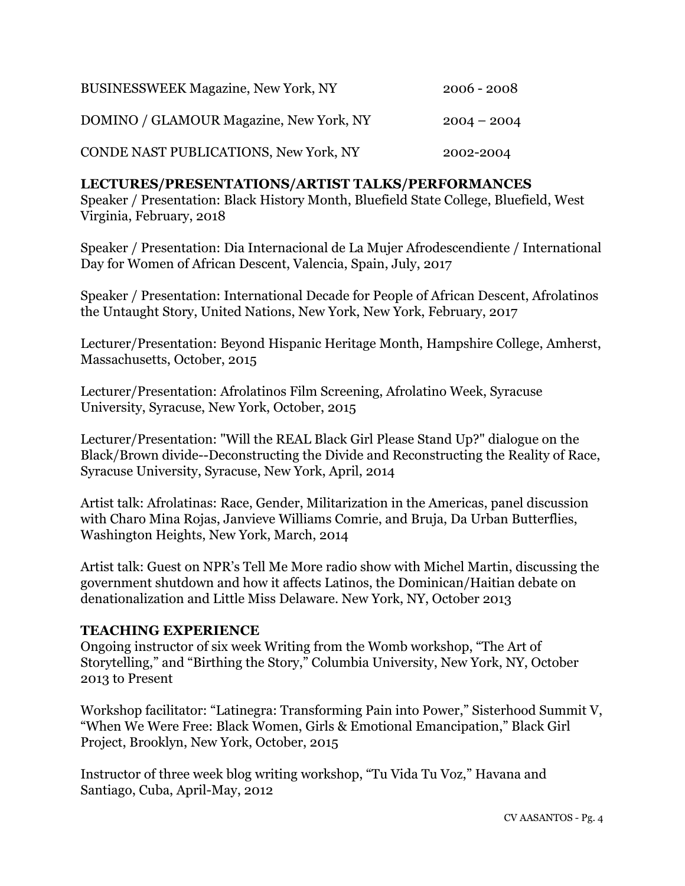BUSINESSWEEK Magazine, New York, NY 2006 - 2008

DOMINO / GLAMOUR Magazine, New York, NY 2004 – 2004

CONDE NAST PUBLICATIONS, New York, NY 2002-2004

## LECTURES/PRESENTATIONS/ARTIST TALKS/PERFORMANCES

Speaker / Presentation: Black History Month, Bluefield State College, Bluefield, West Virginia, February, 2018

Speaker / Presentation: Dia Internacional de La Mujer Afrodescendiente / International Day for Women of African Descent, Valencia, Spain, July, 2017

Speaker / Presentation: International Decade for People of African Descent, Afrolatinos the Untaught Story, United Nations, New York, New York, February, 2017

Lecturer/Presentation: Beyond Hispanic Heritage Month, Hampshire College, Amherst, Massachusetts, October, 2015

Lecturer/Presentation: Afrolatinos Film Screening, Afrolatino Week, Syracuse University, Syracuse, New York, October, 2015

Lecturer/Presentation: "Will the REAL Black Girl Please Stand Up?" dialogue on the Black/Brown divide--Deconstructing the Divide and Reconstructing the Reality of Race, Syracuse University, Syracuse, New York, April, 2014

Artist talk: Afrolatinas: Race, Gender, Militarization in the Americas, panel discussion with Charo Mina Rojas, Janvieve Williams Comrie, and Bruja, Da Urban Butterflies, Washington Heights, New York, March, 2014

Artist talk: Guest on NPR's Tell Me More radio show with Michel Martin, discussing the government shutdown and how it affects Latinos, the Dominican/Haitian debate on denationalization and Little Miss Delaware. New York, NY, October 2013

## TEACHING EXPERIENCE

Ongoing instructor of six week Writing from the Womb workshop, "The Art of Storytelling," and "Birthing the Story," Columbia University, New York, NY, October 2013 to Present

Workshop facilitator: "Latinegra: Transforming Pain into Power," Sisterhood Summit V, "When We Were Free: Black Women, Girls & Emotional Emancipation," Black Girl Project, Brooklyn, New York, October, 2015

Instructor of three week blog writing workshop, "Tu Vida Tu Voz," Havana and Santiago, Cuba, April-May, 2012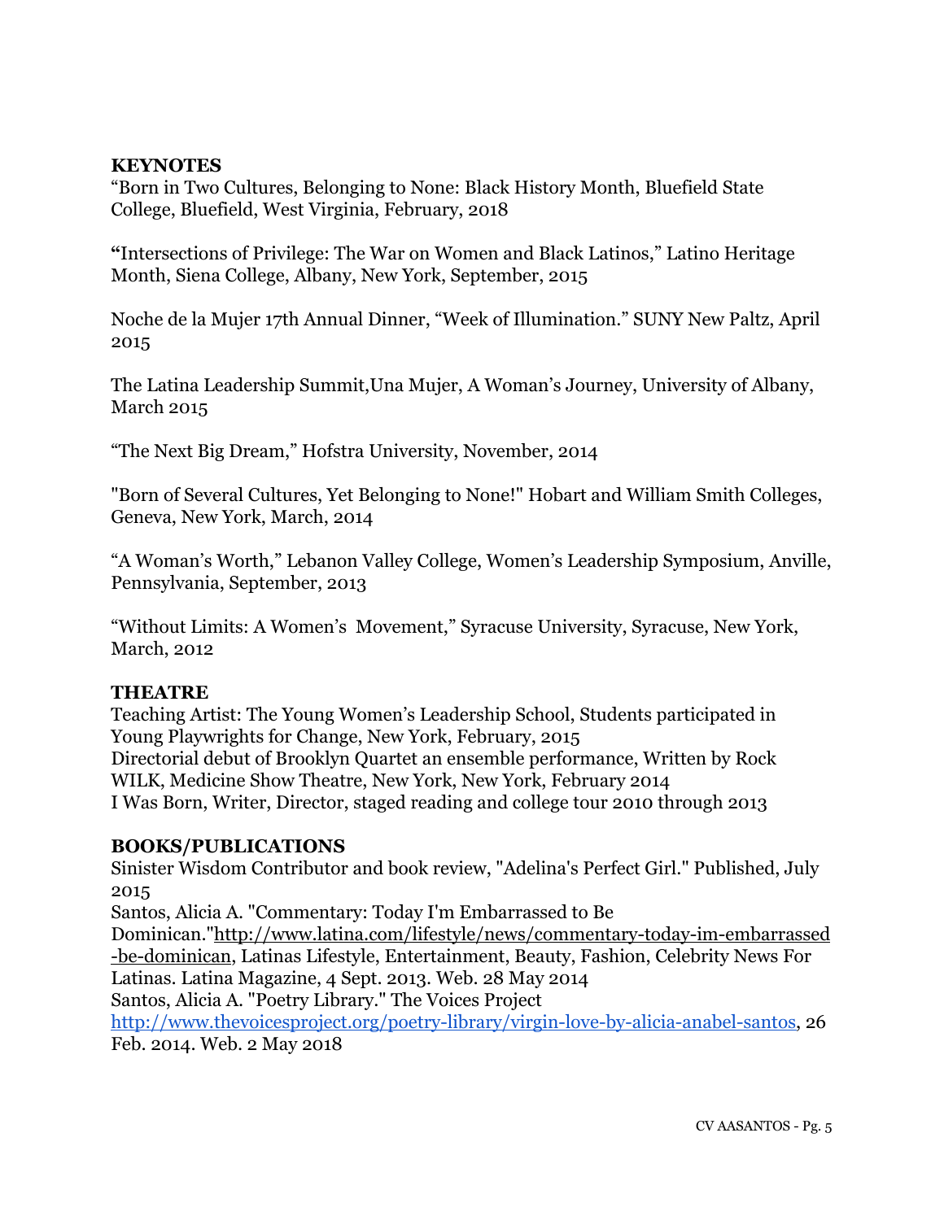**KEYNOTES**

"Born in Two Cultures, Belonging to None: Black History Month, Bluefield State College, Bluefield, West Virginia, February, 2018

**"**Intersections of Privilege: The War on Women and Black Latinos," Latino Heritage Month, Siena College, Albany, New York, September, 2015

Noche de la Mujer 17th Annual Dinner, "Week of Illumination." SUNY New Paltz, April 2015

The Latina Leadership Summit,Una Mujer, A Woman's Journey, University of Albany, March 2015

"The Next Big Dream," Hofstra University, November, 2014

"Born of Several Cultures, Yet Belonging to None!" Hobart and William Smith Colleges, Geneva, New York, March, 2014

"A Woman's Worth," Lebanon Valley College, Women's Leadership Symposium, Anville, Pennsylvania, September, 2013

"Without Limits: A Women's Movement," Syracuse University, Syracuse, New York, March, 2012

**THEATRE**

Teaching Artist: The Young Women's Leadership School, Students participated in Young Playwrights for Change, New York, February, 2015
Directorial debut of Brooklyn Quartet an ensemble performance, Written by Rock WILK, Medicine Show Theatre, New York, New York, February 2014
I Was Born, Writer, Director, staged reading and college tour 2010 through 2013

**BOOKS/PUBLICATIONS**

Sinister Wisdom Contributor and book review, "Adelina's Perfect Girl." Published, July 2015
Santos, Alicia A. "Commentary: Today I'm Embarrassed to Be Dominican."http://www.latina.com/lifestyle/news/commentary-today-im-embarrassed-be-dominican, Latinas Lifestyle, Entertainment, Beauty, Fashion, Celebrity News For Latinas. Latina Magazine, 4 Sept. 2013. Web. 28 May 2014
Santos, Alicia A. "Poetry Library." The Voices Project http://www.thevoicesproject.org/poetry-library/virgin-love-by-alicia-anabel-santos, 26 Feb. 2014. Web. 2 May 2018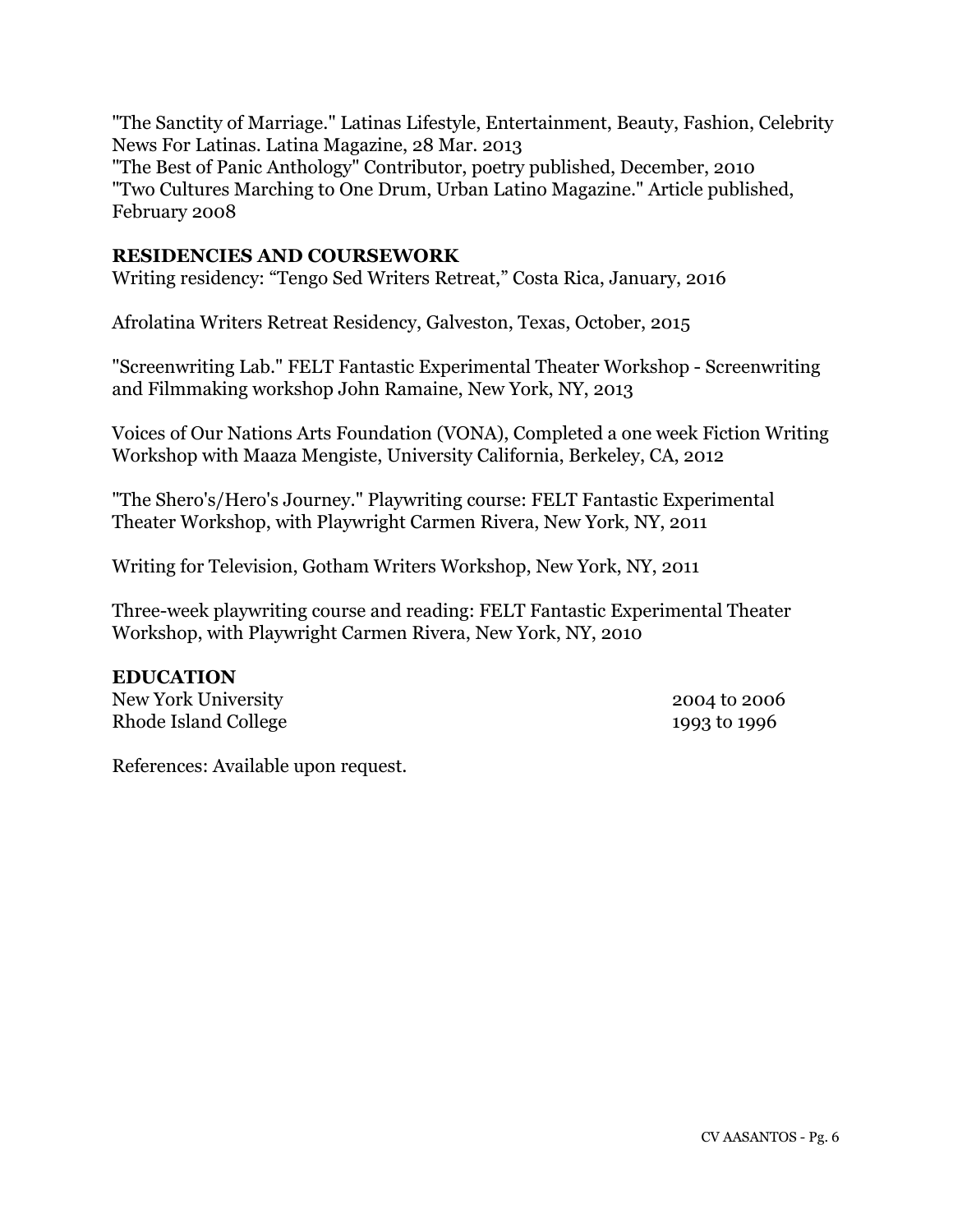"The Sanctity of Marriage." Latinas Lifestyle, Entertainment, Beauty, Fashion, Celebrity News For Latinas. Latina Magazine, 28 Mar. 2013
"The Best of Panic Anthology" Contributor, poetry published, December, 2010
"Two Cultures Marching to One Drum, Urban Latino Magazine." Article published, February 2008

**RESIDENCIES AND COURSEWORK**

Writing residency: "Tengo Sed Writers Retreat," Costa Rica, January, 2016

Afrolatina Writers Retreat Residency, Galveston, Texas, October, 2015

"Screenwriting Lab." FELT Fantastic Experimental Theater Workshop - Screenwriting and Filmmaking workshop John Ramaine, New York, NY, 2013

Voices of Our Nations Arts Foundation (VONA), Completed a one week Fiction Writing Workshop with Maaza Mengiste, University California, Berkeley, CA, 2012

"The Shero's/Hero's Journey." Playwriting course: FELT Fantastic Experimental Theater Workshop, with Playwright Carmen Rivera, New York, NY, 2011

Writing for Television, Gotham Writers Workshop, New York, NY, 2011

Three-week playwriting course and reading: FELT Fantastic Experimental Theater Workshop, with Playwright Carmen Rivera, New York, NY, 2010

**EDUCATION**

| | |
|---|---|
| New York University | 2004 to 2006 |
| Rhode Island College | 1993 to 1996 |

References: Available upon request.